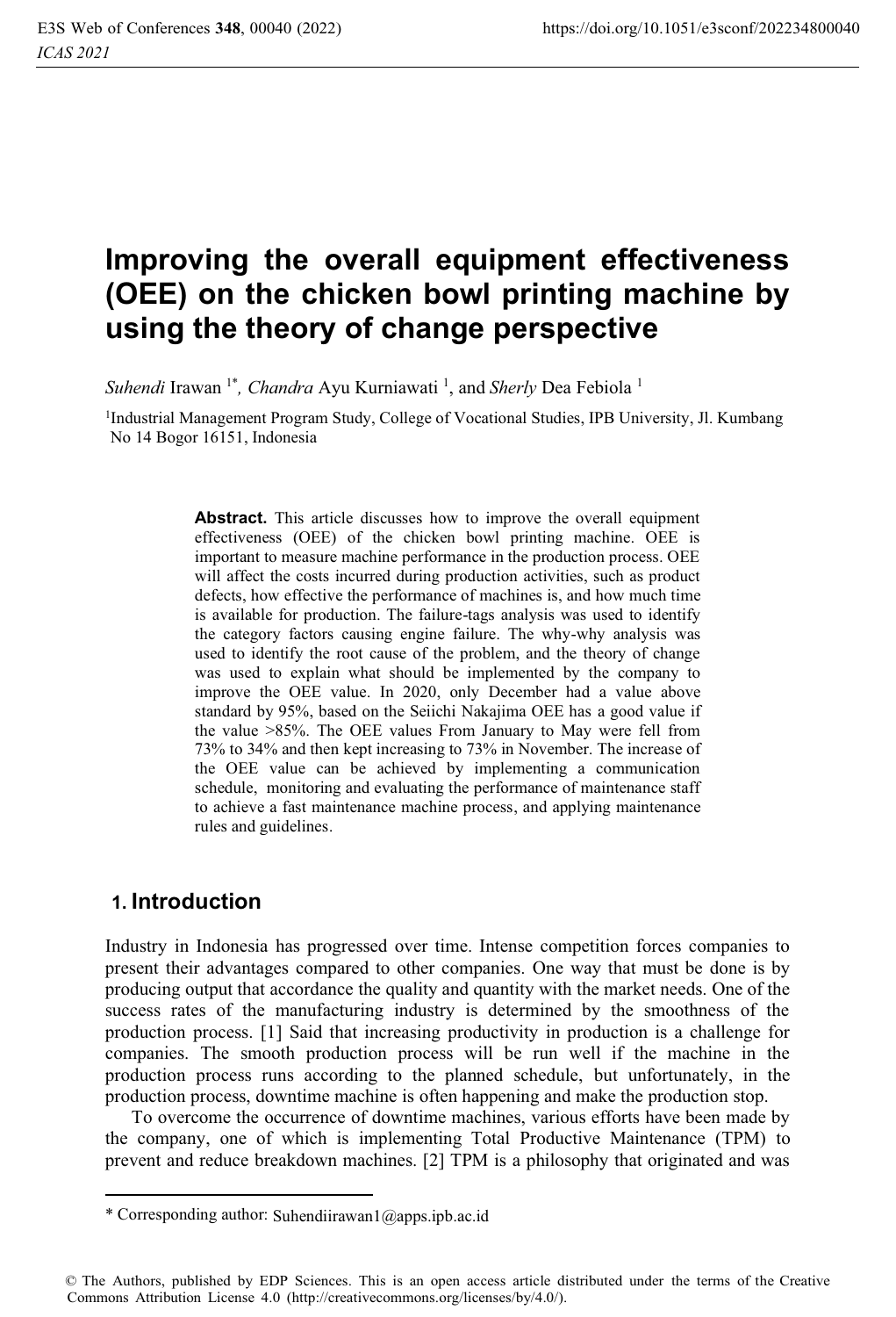# Improving the overall equipment effectiveness (OEE) on the chicken bowl printing machine by using the theory of change perspective

*Suhendi* Irawan [1*], *Chandra* Ayu Kurniawati [1], and *Sherly* Dea Febiola [1]

[1]Industrial Management Program Study, College of Vocational Studies, IPB University, Jl. Kumbang No 14 Bogor 16151, Indonesia

**Abstract.** This article discusses how to improve the overall equipment effectiveness (OEE) of the chicken bowl printing machine. OEE is important to measure machine performance in the production process. OEE will affect the costs incurred during production activities, such as product defects, how effective the performance of machines is, and how much time is available for production. The failure-tags analysis was used to identify the category factors causing engine failure. The why-why analysis was used to identify the root cause of the problem, and the theory of change was used to explain what should be implemented by the company to improve the OEE value. In 2020, only December had a value above standard by 95%, based on the Seiichi Nakajima OEE has a good value if the value >85%. The OEE values From January to May were fell from 73% to 34% and then kept increasing to 73% in November. The increase of the OEE value can be achieved by implementing a communication schedule, monitoring and evaluating the performance of maintenance staff to achieve a fast maintenance machine process, and applying maintenance rules and guidelines.

## 1. Introduction

Industry in Indonesia has progressed over time. Intense competition forces companies to present their advantages compared to other companies. One way that must be done is by producing output that accordance the quality and quantity with the market needs. One of the success rates of the manufacturing industry is determined by the smoothness of the production process. [1] Said that increasing productivity in production is a challenge for companies. The smooth production process will be run well if the machine in the production process runs according to the planned schedule, but unfortunately, in the production process, downtime machine is often happening and make the production stop.

To overcome the occurrence of downtime machines, various efforts have been made by the company, one of which is implementing Total Productive Maintenance (TPM) to prevent and reduce breakdown machines. [2] TPM is a philosophy that originated and was

---

\* Corresponding author: Suhendiirawan1@apps.ipb.ac.id

© The Authors, published by EDP Sciences. This is an open access article distributed under the terms of the Creative Commons Attribution License 4.0 (http://creativecommons.org/licenses/by/4.0/).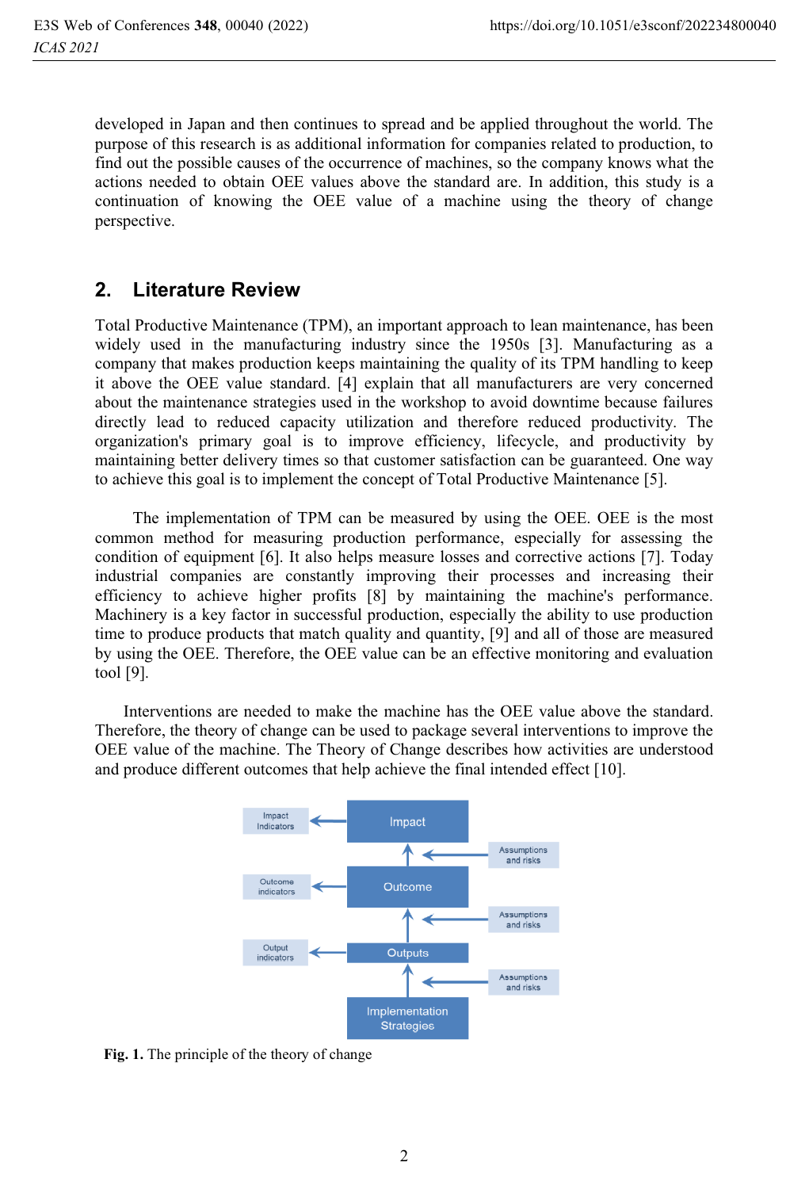developed in Japan and then continues to spread and be applied throughout the world. The purpose of this research is as additional information for companies related to production, to find out the possible causes of the occurrence of machines, so the company knows what the actions needed to obtain OEE values above the standard are. In addition, this study is a continuation of knowing the OEE value of a machine using the theory of change perspective.

## 2. Literature Review

Total Productive Maintenance (TPM), an important approach to lean maintenance, has been widely used in the manufacturing industry since the 1950s [3]. Manufacturing as a company that makes production keeps maintaining the quality of its TPM handling to keep it above the OEE value standard. [4] explain that all manufacturers are very concerned about the maintenance strategies used in the workshop to avoid downtime because failures directly lead to reduced capacity utilization and therefore reduced productivity. The organization's primary goal is to improve efficiency, lifecycle, and productivity by maintaining better delivery times so that customer satisfaction can be guaranteed. One way to achieve this goal is to implement the concept of Total Productive Maintenance [5].

The implementation of TPM can be measured by using the OEE. OEE is the most common method for measuring production performance, especially for assessing the condition of equipment [6]. It also helps measure losses and corrective actions [7]. Today industrial companies are constantly improving their processes and increasing their efficiency to achieve higher profits [8] by maintaining the machine's performance. Machinery is a key factor in successful production, especially the ability to use production time to produce products that match quality and quantity, [9] and all of those are measured by using the OEE. Therefore, the OEE value can be an effective monitoring and evaluation tool [9].

Interventions are needed to make the machine has the OEE value above the standard. Therefore, the theory of change can be used to package several interventions to improve the OEE value of the machine. The Theory of Change describes how activities are understood and produce different outcomes that help achieve the final intended effect [10].

**Fig. 1.** The principle of the theory of change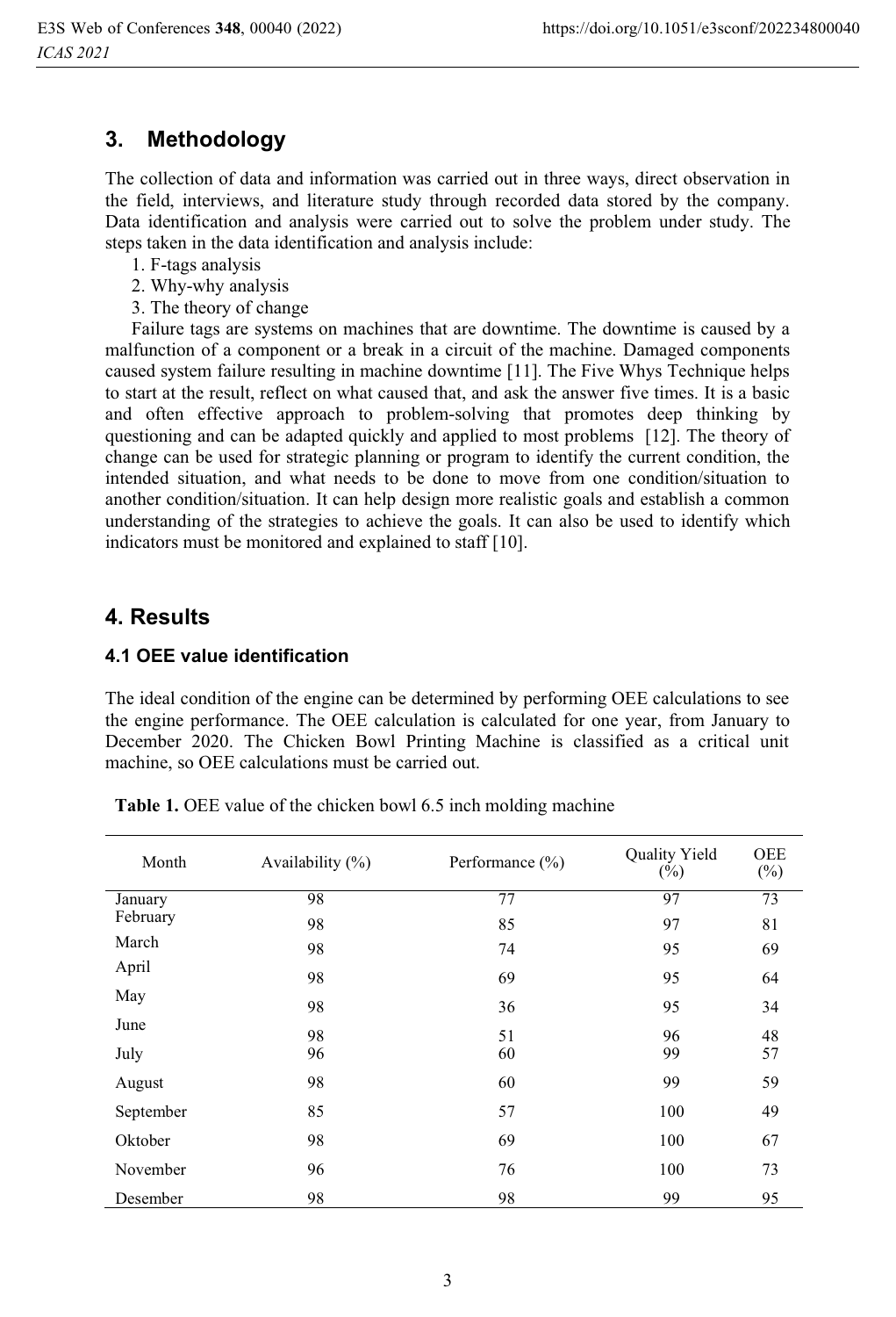## 3. Methodology

The collection of data and information was carried out in three ways, direct observation in the field, interviews, and literature study through recorded data stored by the company. Data identification and analysis were carried out to solve the problem under study. The steps taken in the data identification and analysis include:

1. F-tags analysis
2. Why-why analysis
3. The theory of change

Failure tags are systems on machines that are downtime. The downtime is caused by a malfunction of a component or a break in a circuit of the machine. Damaged components caused system failure resulting in machine downtime [11]. The Five Whys Technique helps to start at the result, reflect on what caused that, and ask the answer five times. It is a basic and often effective approach to problem-solving that promotes deep thinking by questioning and can be adapted quickly and applied to most problems [12]. The theory of change can be used for strategic planning or program to identify the current condition, the intended situation, and what needs to be done to move from one condition/situation to another condition/situation. It can help design more realistic goals and establish a common understanding of the strategies to achieve the goals. It can also be used to identify which indicators must be monitored and explained to staff [10].

## 4. Results

### 4.1 OEE value identification

The ideal condition of the engine can be determined by performing OEE calculations to see the engine performance. The OEE calculation is calculated for one year, from January to December 2020. The Chicken Bowl Printing Machine is classified as a critical unit machine, so OEE calculations must be carried out.

**Table 1.** OEE value of the chicken bowl 6.5 inch molding machine

| Month | Availability (%) | Performance (%) | Quality Yield (%) | OEE (%) |
|---|---|---|---|---|
| January | 98 | 77 | 97 | 73 |
| February | 98 | 85 | 97 | 81 |
| March | 98 | 74 | 95 | 69 |
| April | 98 | 69 | 95 | 64 |
| May | 98 | 36 | 95 | 34 |
| June | 98 | 51 | 96 | 48 |
| July | 96 | 60 | 99 | 57 |
| August | 98 | 60 | 99 | 59 |
| September | 85 | 57 | 100 | 49 |
| Oktober | 98 | 69 | 100 | 67 |
| November | 96 | 76 | 100 | 73 |
| Desember | 98 | 98 | 99 | 95 |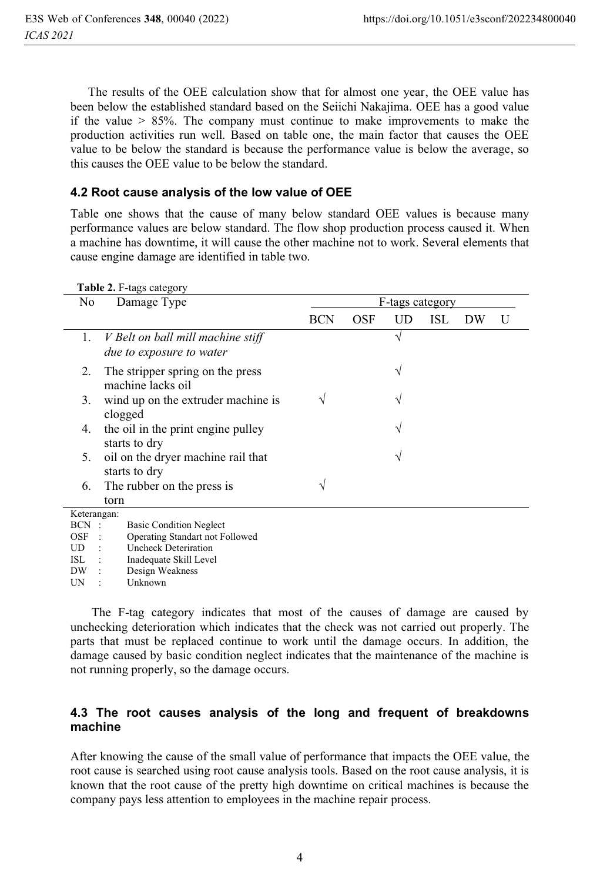The results of the OEE calculation show that for almost one year, the OEE value has been below the established standard based on the Seiichi Nakajima. OEE has a good value if the value > 85%. The company must continue to make improvements to make the production activities run well. Based on table one, the main factor that causes the OEE value to be below the standard is because the performance value is below the average, so this causes the OEE value to be below the standard.

### 4.2 Root cause analysis of the low value of OEE

Table one shows that the cause of many below standard OEE values is because many performance values are below standard. The flow shop production process caused it. When a machine has downtime, it will cause the other machine not to work. Several elements that cause engine damage are identified in table two.

**Table 2.** F-tags category

| No | Damage Type | F-tags category | | | | | |
|---|---|---|---|---|---|---|---|
| | | BCN | OSF | UD | ISL | DW | U |
| 1. | *V Belt on ball mill machine stiff due to exposure to water* | | | √ | | | |
| 2. | The stripper spring on the press machine lacks oil | | | √ | | | |
| 3. | wind up on the extruder machine is clogged | √ | | √ | | | |
| 4. | the oil in the print engine pulley starts to dry | | | √ | | | |
| 5. | oil on the dryer machine rail that starts to dry | | | √ | | | |
| 6. | The rubber on the press is torn | √ | | | | | |

Keterangan:
BCN : Basic Condition Neglect
OSF : Operating Standart not Followed
UD : Uncheck Deteriration
ISL : Inadequate Skill Level
DW : Design Weakness
UN : Unknown

The F-tag category indicates that most of the causes of damage are caused by unchecking deterioration which indicates that the check was not carried out properly. The parts that must be replaced continue to work until the damage occurs. In addition, the damage caused by basic condition neglect indicates that the maintenance of the machine is not running properly, so the damage occurs.

### 4.3 The root causes analysis of the long and frequent of breakdowns machine

After knowing the cause of the small value of performance that impacts the OEE value, the root cause is searched using root cause analysis tools. Based on the root cause analysis, it is known that the root cause of the pretty high downtime on critical machines is because the company pays less attention to employees in the machine repair process.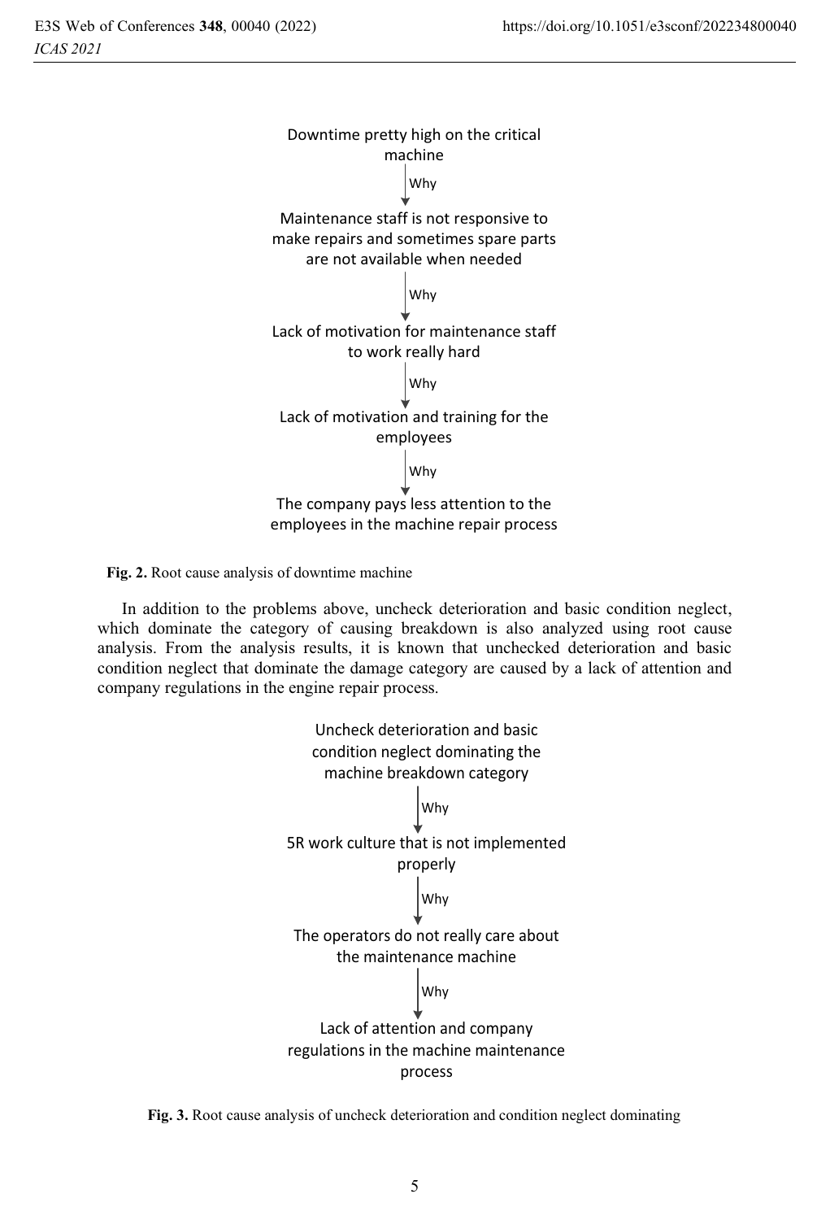Downtime pretty high on the critical machine

↓ Why

Maintenance staff is not responsive to make repairs and sometimes spare parts are not available when needed

↓ Why

Lack of motivation for maintenance staff to work really hard

↓ Why

Lack of motivation and training for the employees

↓ Why

The company pays less attention to the employees in the machine repair process

**Fig. 2.** Root cause analysis of downtime machine

In addition to the problems above, uncheck deterioration and basic condition neglect, which dominate the category of causing breakdown is also analyzed using root cause analysis. From the analysis results, it is known that unchecked deterioration and basic condition neglect that dominate the damage category are caused by a lack of attention and company regulations in the engine repair process.

Uncheck deterioration and basic condition neglect dominating the machine breakdown category

↓ Why

5R work culture that is not implemented properly

↓ Why

The operators do not really care about the maintenance machine

↓ Why

Lack of attention and company regulations in the machine maintenance process

**Fig. 3.** Root cause analysis of uncheck deterioration and condition neglect dominating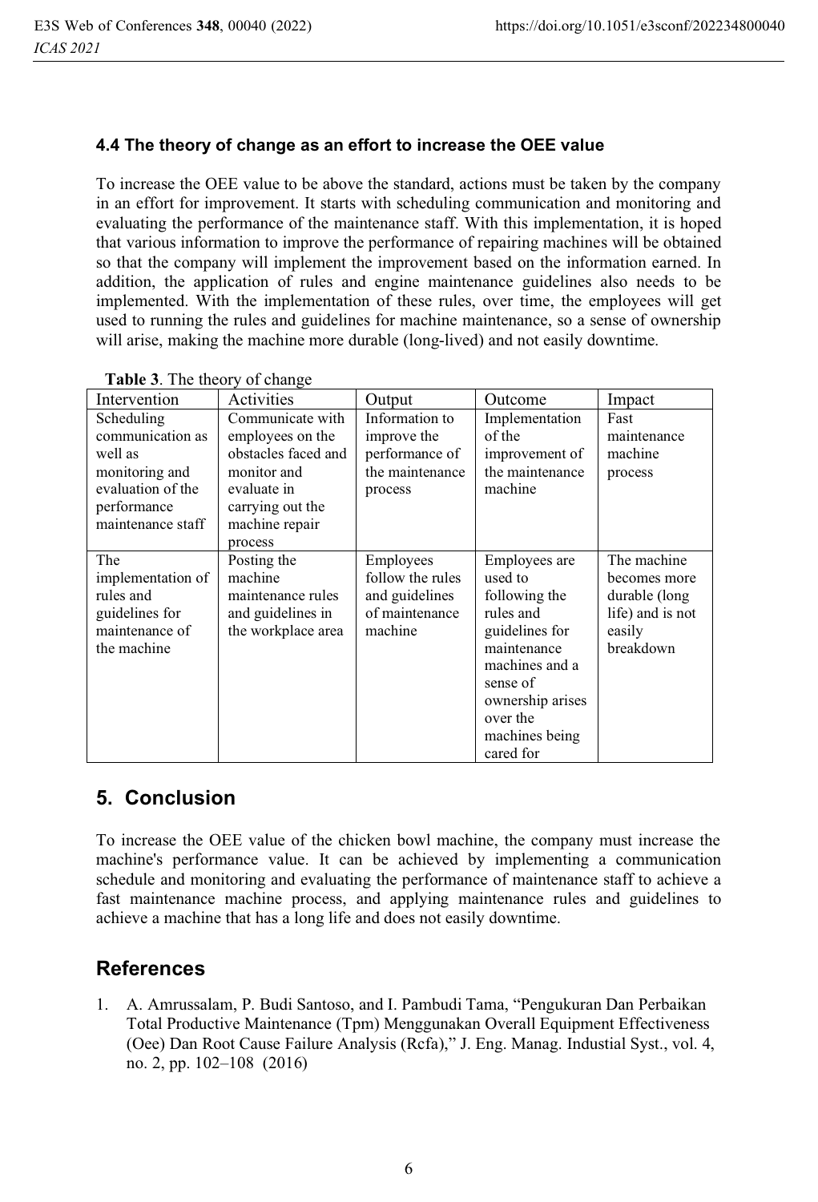### 4.4 The theory of change as an effort to increase the OEE value

To increase the OEE value to be above the standard, actions must be taken by the company in an effort for improvement. It starts with scheduling communication and monitoring and evaluating the performance of the maintenance staff. With this implementation, it is hoped that various information to improve the performance of repairing machines will be obtained so that the company will implement the improvement based on the information earned. In addition, the application of rules and engine maintenance guidelines also needs to be implemented. With the implementation of these rules, over time, the employees will get used to running the rules and guidelines for machine maintenance, so a sense of ownership will arise, making the machine more durable (long-lived) and not easily downtime.

**Table 3**. The theory of change

| Intervention | Activities | Output | Outcome | Impact |
|---|---|---|---|---|
| Scheduling communication as well as monitoring and evaluation of the performance maintenance staff | Communicate with employees on the obstacles faced and monitor and evaluate in carrying out the machine repair process | Information to improve the performance of the maintenance process | Implementation of the improvement of the maintenance machine | Fast maintenance machine process |
| The implementation of rules and guidelines for maintenance of the machine | Posting the machine maintenance rules and guidelines in the workplace area | Employees follow the rules and guidelines of maintenance machine | Employees are used to following the rules and guidelines for maintenance machines and a sense of ownership arises over the machines being cared for | The machine becomes more durable (long life) and is not easily breakdown |

## 5. Conclusion

To increase the OEE value of the chicken bowl machine, the company must increase the machine's performance value. It can be achieved by implementing a communication schedule and monitoring and evaluating the performance of maintenance staff to achieve a fast maintenance machine process, and applying maintenance rules and guidelines to achieve a machine that has a long life and does not easily downtime.

## References

1. A. Amrussalam, P. Budi Santoso, and I. Pambudi Tama, "Pengukuran Dan Perbaikan Total Productive Maintenance (Tpm) Menggunakan Overall Equipment Effectiveness (Oee) Dan Root Cause Failure Analysis (Rcfa)," J. Eng. Manag. Industial Syst., vol. 4, no. 2, pp. 102–108 (2016)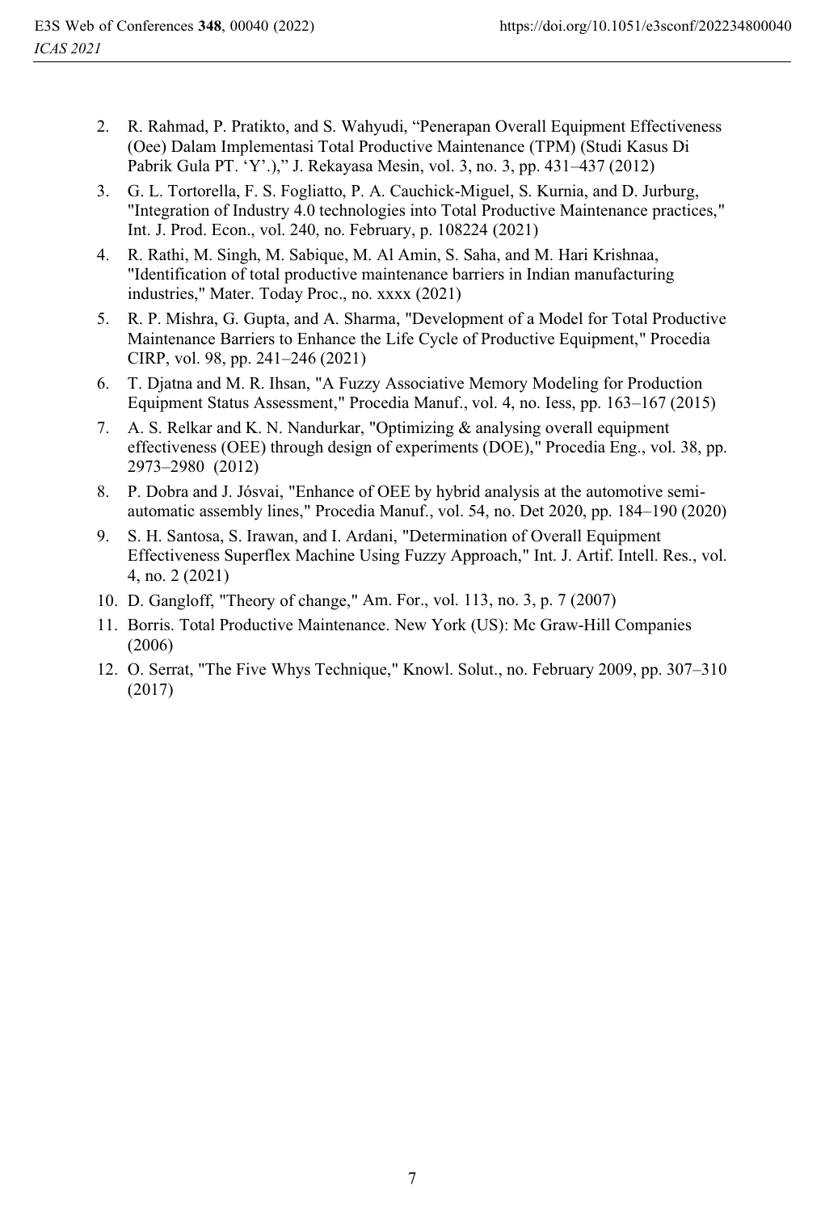2. R. Rahmad, P. Pratikto, and S. Wahyudi, “Penerapan Overall Equipment Effectiveness (Oee) Dalam Implementasi Total Productive Maintenance (TPM) (Studi Kasus Di Pabrik Gula PT. ‘Y’.),” J. Rekayasa Mesin, vol. 3, no. 3, pp. 431–437 (2012)
3. G. L. Tortorella, F. S. Fogliatto, P. A. Cauchick-Miguel, S. Kurnia, and D. Jurburg, "Integration of Industry 4.0 technologies into Total Productive Maintenance practices," Int. J. Prod. Econ., vol. 240, no. February, p. 108224 (2021)
4. R. Rathi, M. Singh, M. Sabique, M. Al Amin, S. Saha, and M. Hari Krishnaa, "Identification of total productive maintenance barriers in Indian manufacturing industries," Mater. Today Proc., no. xxxx (2021)
5. R. P. Mishra, G. Gupta, and A. Sharma, "Development of a Model for Total Productive Maintenance Barriers to Enhance the Life Cycle of Productive Equipment," Procedia CIRP, vol. 98, pp. 241–246 (2021)
6. T. Djatna and M. R. Ihsan, "A Fuzzy Associative Memory Modeling for Production Equipment Status Assessment," Procedia Manuf., vol. 4, no. Iess, pp. 163–167 (2015)
7. A. S. Relkar and K. N. Nandurkar, "Optimizing & analysing overall equipment effectiveness (OEE) through design of experiments (DOE)," Procedia Eng., vol. 38, pp. 2973–2980 (2012)
8. P. Dobra and J. Jósvai, "Enhance of OEE by hybrid analysis at the automotive semi-automatic assembly lines," Procedia Manuf., vol. 54, no. Det 2020, pp. 184–190 (2020)
9. S. H. Santosa, S. Irawan, and I. Ardani, "Determination of Overall Equipment Effectiveness Superflex Machine Using Fuzzy Approach," Int. J. Artif. Intell. Res., vol. 4, no. 2 (2021)
10. D. Gangloff, "Theory of change," Am. For., vol. 113, no. 3, p. 7 (2007)
11. Borris. Total Productive Maintenance. New York (US): Mc Graw-Hill Companies (2006)
12. O. Serrat, "The Five Whys Technique," Knowl. Solut., no. February 2009, pp. 307–310 (2017)